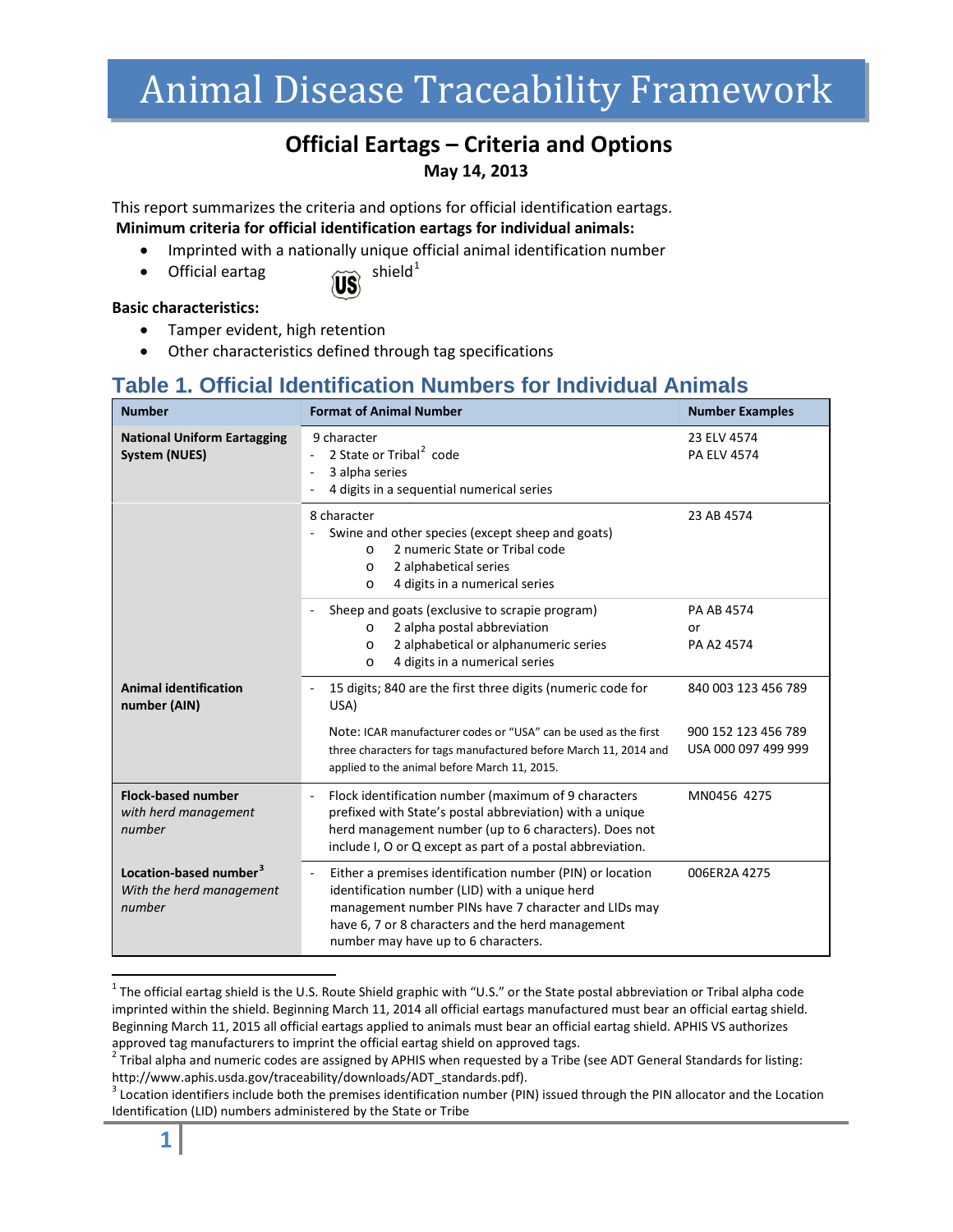# Animal Disease Traceability Framework

## Official Eartags – Criteria and Options

**May 14, 2013**

This report summarizes the criteria and options for official identification eartags.

**Minimum criteria for official identification eartags for individual animals:**

- Imprinted with a nationally unique official animal identification number
- Official eartag US shield[1]

**Basic characteristics:**

- Tamper evident, high retention
- Other characteristics defined through tag specifications

## Table 1. Official Identification Numbers for Individual Animals

| Number | Format of Animal Number | Number Examples |
|---|---|---|
| **National Uniform Eartagging System (NUES)** | 9 character<br>- 2 State or Tribal[2] code<br>- 3 alpha series<br>- 4 digits in a sequential numerical series | 23 ELV 4574<br>PA ELV 4574 |
| | 8 character<br>- Swine and other species (except sheep and goats)<br>&nbsp;&nbsp;&nbsp;o 2 numeric State or Tribal code<br>&nbsp;&nbsp;&nbsp;o 2 alphabetical series<br>&nbsp;&nbsp;&nbsp;o 4 digits in a numerical series | 23 AB 4574 |
| | - Sheep and goats (exclusive to scrapie program)<br>&nbsp;&nbsp;&nbsp;o 2 alpha postal abbreviation<br>&nbsp;&nbsp;&nbsp;o 2 alphabetical or alphanumeric series<br>&nbsp;&nbsp;&nbsp;o 4 digits in a numerical series | PA AB 4574<br>or<br>PA A2 4574 |
| **Animal identification number (AIN)** | - 15 digits; 840 are the first three digits (numeric code for USA)<br><br>Note: ICAR manufacturer codes or "USA" can be used as the first three characters for tags manufactured before March 11, 2014 and applied to the animal before March 11, 2015. | 840 003 123 456 789<br><br>900 152 123 456 789<br>USA 000 097 499 999 |
| **Flock-based number** *with herd management number* | - Flock identification number (maximum of 9 characters prefixed with State's postal abbreviation) with a unique herd management number (up to 6 characters). Does not include I, O or Q except as part of a postal abbreviation. | MN0456 4275 |
| **Location-based number**[3] *With the herd management number* | - Either a premises identification number (PIN) or location identification number (LID) with a unique herd management number PINs have 7 character and LIDs may have 6, 7 or 8 characters and the herd management number may have up to 6 characters. | 006ER2A 4275 |

[1] The official eartag shield is the U.S. Route Shield graphic with "U.S." or the State postal abbreviation or Tribal alpha code imprinted within the shield. Beginning March 11, 2014 all official eartags manufactured must bear an official eartag shield. Beginning March 11, 2015 all official eartags applied to animals must bear an official eartag shield. APHIS VS authorizes approved tag manufacturers to imprint the official eartag shield on approved tags.

[2] Tribal alpha and numeric codes are assigned by APHIS when requested by a Tribe (see ADT General Standards for listing: http://www.aphis.usda.gov/traceability/downloads/ADT_standards.pdf).

[3] Location identifiers include both the premises identification number (PIN) issued through the PIN allocator and the Location Identification (LID) numbers administered by the State or Tribe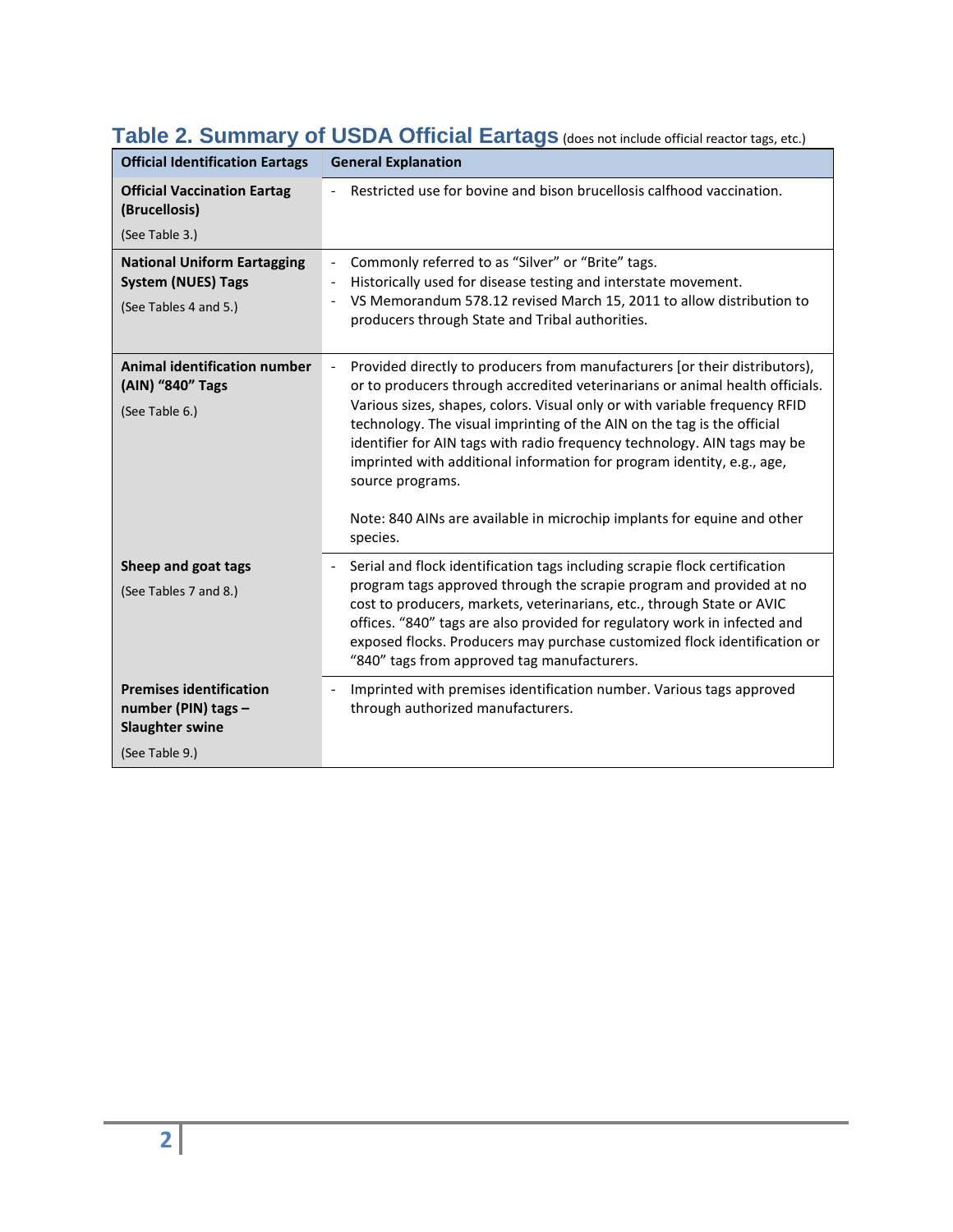## Table 2. Summary of USDA Official Eartags (does not include official reactor tags, etc.)

| Official Identification Eartags | General Explanation |
|---|---|
| **Official Vaccination Eartag (Brucellosis)**<br>(See Table 3.) | - Restricted use for bovine and bison brucellosis calfhood vaccination. |
| **National Uniform Eartagging System (NUES) Tags**<br>(See Tables 4 and 5.) | - Commonly referred to as "Silver" or "Brite" tags.<br>- Historically used for disease testing and interstate movement.<br>- VS Memorandum 578.12 revised March 15, 2011 to allow distribution to producers through State and Tribal authorities. |
| **Animal identification number (AIN) "840" Tags**<br>(See Table 6.) | - Provided directly to producers from manufacturers [or their distributors), or to producers through accredited veterinarians or animal health officials. Various sizes, shapes, colors. Visual only or with variable frequency RFID technology. The visual imprinting of the AIN on the tag is the official identifier for AIN tags with radio frequency technology. AIN tags may be imprinted with additional information for program identity, e.g., age, source programs.<br><br>Note: 840 AINs are available in microchip implants for equine and other species. |
| **Sheep and goat tags**<br>(See Tables 7 and 8.) | - Serial and flock identification tags including scrapie flock certification program tags approved through the scrapie program and provided at no cost to producers, markets, veterinarians, etc., through State or AVIC offices. "840" tags are also provided for regulatory work in infected and exposed flocks. Producers may purchase customized flock identification or "840" tags from approved tag manufacturers. |
| **Premises identification number (PIN) tags – Slaughter swine**<br>(See Table 9.) | - Imprinted with premises identification number. Various tags approved through authorized manufacturers. |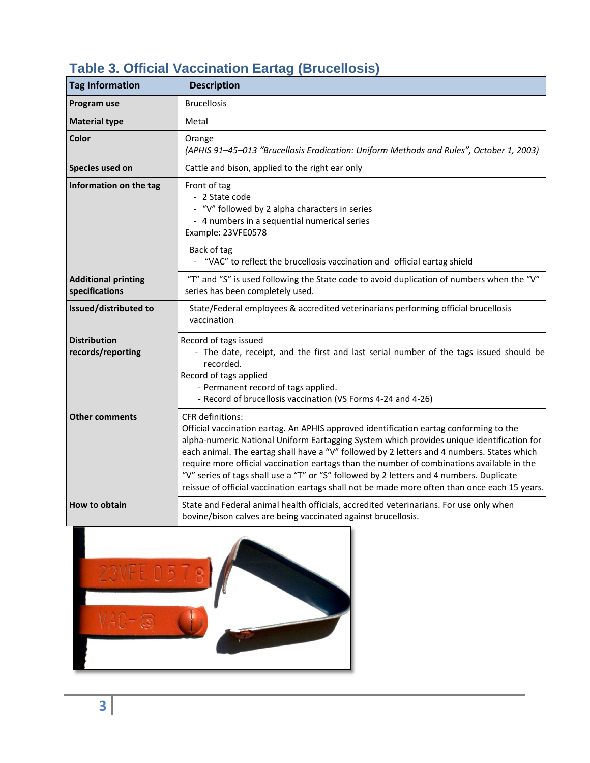## Table 3. Official Vaccination Eartag (Brucellosis)

| Tag Information | Description |
|---|---|
| **Program use** | Brucellosis |
| **Material type** | Metal |
| **Color** | Orange<br>*(APHIS 91–45–013 "Brucellosis Eradication: Uniform Methods and Rules", October 1, 2003)* |
| **Species used on** | Cattle and bison, applied to the right ear only |
| **Information on the tag** | Front of tag<br>- 2 State code<br>- "V" followed by 2 alpha characters in series<br>- 4 numbers in a sequential numerical series<br>Example: 23VFE0578 |
| | Back of tag<br>- "VAC" to reflect the brucellosis vaccination and official eartag shield |
| **Additional printing specifications** | "T" and "S" is used following the State code to avoid duplication of numbers when the "V" series has been completely used. |
| **Issued/distributed to** | State/Federal employees & accredited veterinarians performing official brucellosis vaccination |
| **Distribution records/reporting** | Record of tags issued<br>- The date, receipt, and the first and last serial number of the tags issued should be recorded.<br>Record of tags applied<br>- Permanent record of tags applied.<br>- Record of brucellosis vaccination (VS Forms 4-24 and 4-26) |
| **Other comments** | CFR definitions:<br>Official vaccination eartag. An APHIS approved identification eartag conforming to the alpha-numeric National Uniform Eartagging System which provides unique identification for each animal. The eartag shall have a "V" followed by 2 letters and 4 numbers. States which require more official vaccination eartags than the number of combinations available in the "V" series of tags shall use a "T" or "S" followed by 2 letters and 4 numbers. Duplicate reissue of official vaccination eartags shall not be made more often than once each 15 years. |
| **How to obtain** | State and Federal animal health officials, accredited veterinarians. For use only when bovine/bison calves are being vaccinated against brucellosis. |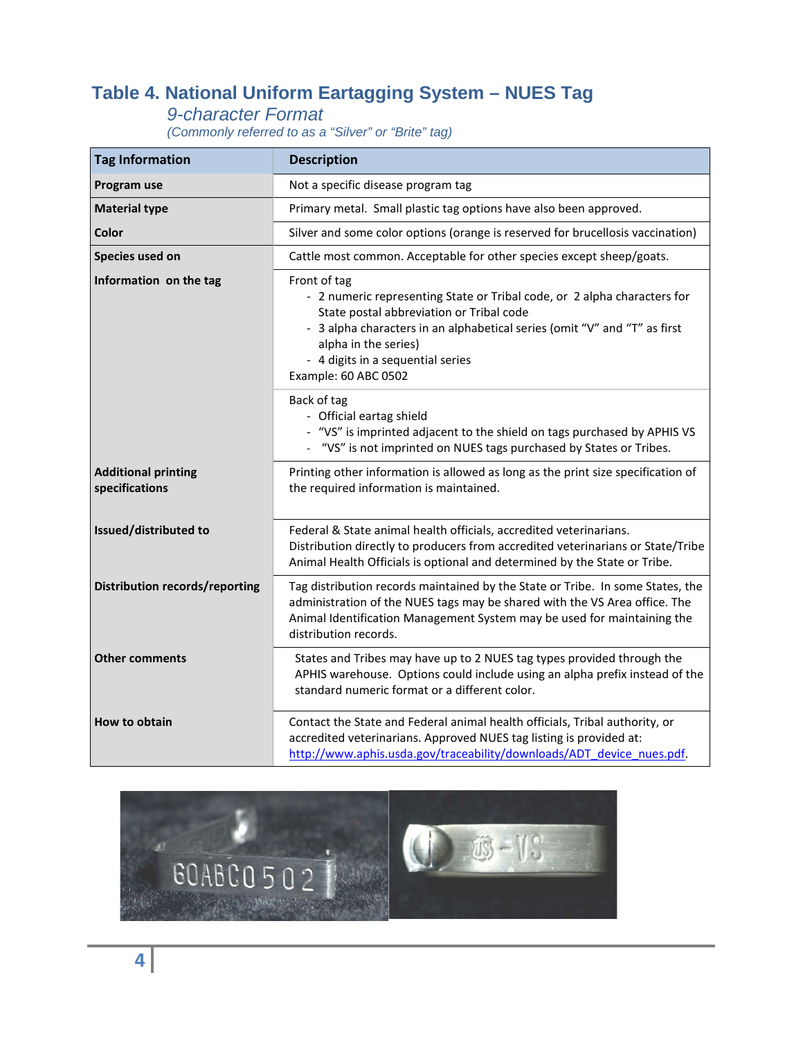# Table 4. National Uniform Eartagging System – NUES Tag

*9-character Format*

*(Commonly referred to as a "Silver" or "Brite" tag)*

| Tag Information | Description |
|---|---|
| **Program use** | Not a specific disease program tag |
| **Material type** | Primary metal. Small plastic tag options have also been approved. |
| **Color** | Silver and some color options (orange is reserved for brucellosis vaccination) |
| **Species used on** | Cattle most common. Acceptable for other species except sheep/goats. |
| **Information on the tag** | Front of tag<br>- 2 numeric representing State or Tribal code, or 2 alpha characters for State postal abbreviation or Tribal code<br>- 3 alpha characters in an alphabetical series (omit "V" and "T" as first alpha in the series)<br>- 4 digits in a sequential series<br>Example: 60 ABC 0502 |
| | Back of tag<br>- Official eartag shield<br>- "VS" is imprinted adjacent to the shield on tags purchased by APHIS VS<br>- "VS" is not imprinted on NUES tags purchased by States or Tribes. |
| **Additional printing specifications** | Printing other information is allowed as long as the print size specification of the required information is maintained. |
| **Issued/distributed to** | Federal & State animal health officials, accredited veterinarians. Distribution directly to producers from accredited veterinarians or State/Tribe Animal Health Officials is optional and determined by the State or Tribe. |
| **Distribution records/reporting** | Tag distribution records maintained by the State or Tribe. In some States, the administration of the NUES tags may be shared with the VS Area office. The Animal Identification Management System may be used for maintaining the distribution records. |
| **Other comments** | States and Tribes may have up to 2 NUES tag types provided through the APHIS warehouse. Options could include using an alpha prefix instead of the standard numeric format or a different color. |
| **How to obtain** | Contact the State and Federal animal health officials, Tribal authority, or accredited veterinarians. Approved NUES tag listing is provided at: http://www.aphis.usda.gov/traceability/downloads/ADT_device_nues.pdf. |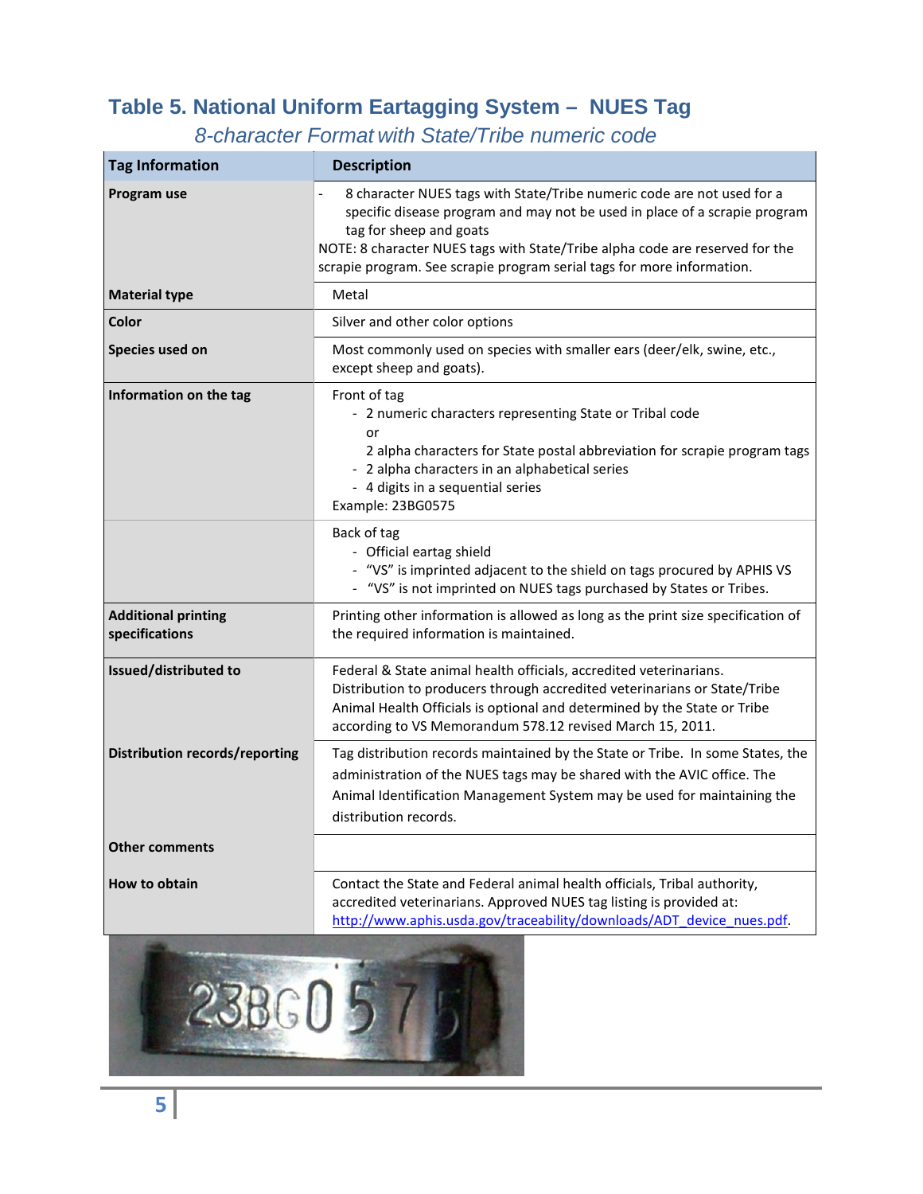## Table 5. National Uniform Eartagging System – NUES Tag

*8-character Format with State/Tribe numeric code*

| Tag Information | Description |
|---|---|
| **Program use** | - 8 character NUES tags with State/Tribe numeric code are not used for a specific disease program and may not be used in place of a scrapie program tag for sheep and goats<br>NOTE: 8 character NUES tags with State/Tribe alpha code are reserved for the scrapie program. See scrapie program serial tags for more information. |
| **Material type** | Metal |
| **Color** | Silver and other color options |
| **Species used on** | Most commonly used on species with smaller ears (deer/elk, swine, etc., except sheep and goats). |
| **Information on the tag** | Front of tag<br>- 2 numeric characters representing State or Tribal code<br>or<br>2 alpha characters for State postal abbreviation for scrapie program tags<br>- 2 alpha characters in an alphabetical series<br>- 4 digits in a sequential series<br>Example: 23BG0575 |
| | Back of tag<br>- Official eartag shield<br>- "VS" is imprinted adjacent to the shield on tags procured by APHIS VS<br>- "VS" is not imprinted on NUES tags purchased by States or Tribes. |
| **Additional printing specifications** | Printing other information is allowed as long as the print size specification of the required information is maintained. |
| **Issued/distributed to** | Federal & State animal health officials, accredited veterinarians. Distribution to producers through accredited veterinarians or State/Tribe Animal Health Officials is optional and determined by the State or Tribe according to VS Memorandum 578.12 revised March 15, 2011. |
| **Distribution records/reporting** | Tag distribution records maintained by the State or Tribe. In some States, the administration of the NUES tags may be shared with the AVIC office. The Animal Identification Management System may be used for maintaining the distribution records. |
| **Other comments** | |
| **How to obtain** | Contact the State and Federal animal health officials, Tribal authority, accredited veterinarians. Approved NUES tag listing is provided at: http://www.aphis.usda.gov/traceability/downloads/ADT_device_nues.pdf. |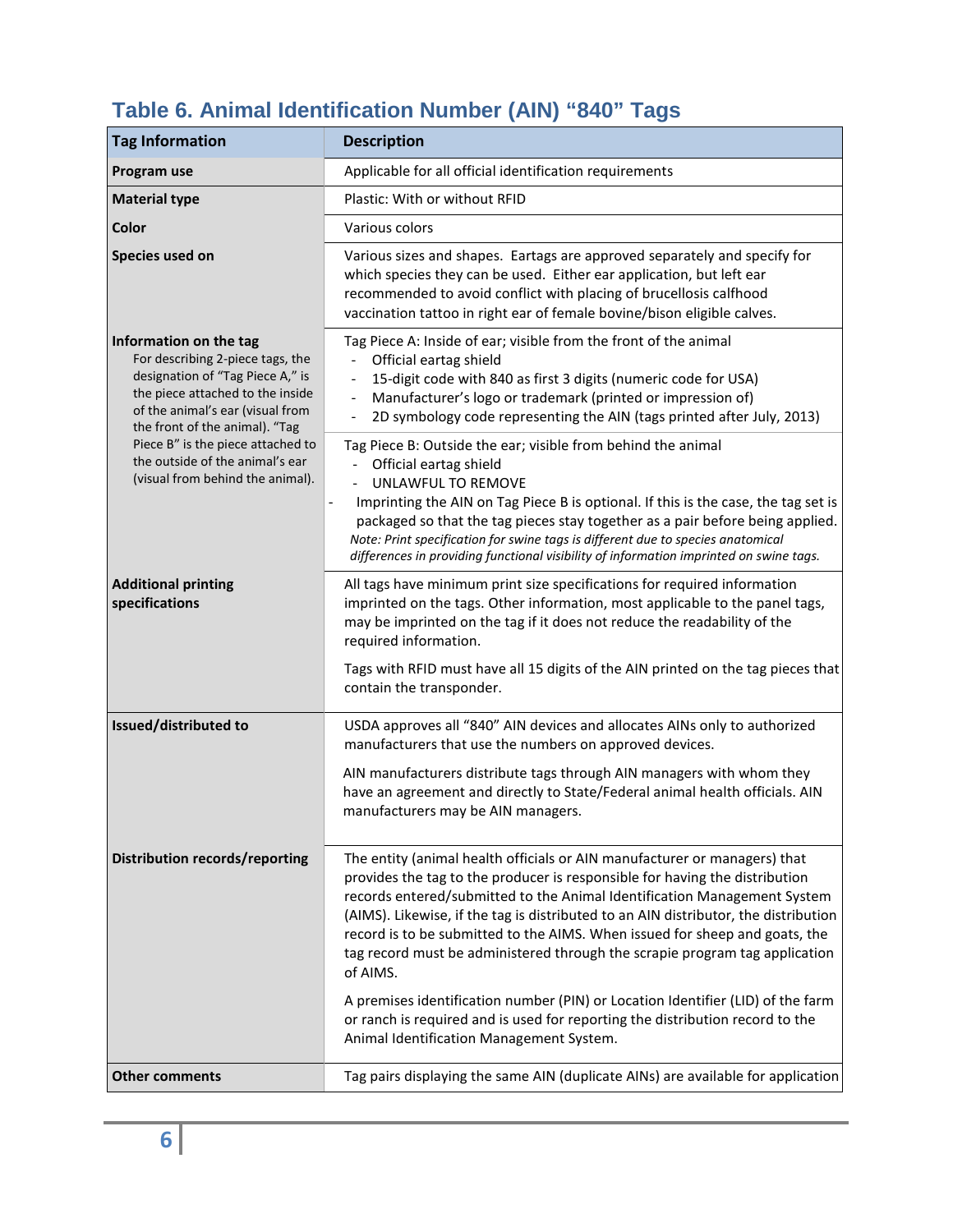## Table 6. Animal Identification Number (AIN) "840" Tags

| Tag Information | Description |
|---|---|
| **Program use** | Applicable for all official identification requirements |
| **Material type** | Plastic: With or without RFID |
| **Color** | Various colors |
| **Species used on** | Various sizes and shapes. Eartags are approved separately and specify for which species they can be used. Either ear application, but left ear recommended to avoid conflict with placing of brucellosis calfhood vaccination tattoo in right ear of female bovine/bison eligible calves. |
| **Information on the tag**<br>For describing 2-piece tags, the designation of "Tag Piece A," is the piece attached to the inside of the animal's ear (visual from the front of the animal). "Tag Piece B" is the piece attached to the outside of the animal's ear (visual from behind the animal). | Tag Piece A: Inside of ear; visible from the front of the animal<br>- Official eartag shield<br>- 15-digit code with 840 as first 3 digits (numeric code for USA)<br>- Manufacturer's logo or trademark (printed or impression of)<br>- 2D symbology code representing the AIN (tags printed after July, 2013)<br><br>Tag Piece B: Outside the ear; visible from behind the animal<br>- Official eartag shield<br>- UNLAWFUL TO REMOVE<br>- Imprinting the AIN on Tag Piece B is optional. If this is the case, the tag set is packaged so that the tag pieces stay together as a pair before being applied.<br>*Note: Print specification for swine tags is different due to species anatomical differences in providing functional visibility of information imprinted on swine tags.* |
| **Additional printing specifications** | All tags have minimum print size specifications for required information imprinted on the tags. Other information, most applicable to the panel tags, may be imprinted on the tag if it does not reduce the readability of the required information.<br><br>Tags with RFID must have all 15 digits of the AIN printed on the tag pieces that contain the transponder. |
| **Issued/distributed to** | USDA approves all "840" AIN devices and allocates AINs only to authorized manufacturers that use the numbers on approved devices.<br><br>AIN manufacturers distribute tags through AIN managers with whom they have an agreement and directly to State/Federal animal health officials. AIN manufacturers may be AIN managers. |
| **Distribution records/reporting** | The entity (animal health officials or AIN manufacturer or managers) that provides the tag to the producer is responsible for having the distribution records entered/submitted to the Animal Identification Management System (AIMS). Likewise, if the tag is distributed to an AIN distributor, the distribution record is to be submitted to the AIMS. When issued for sheep and goats, the tag record must be administered through the scrapie program tag application of AIMS.<br><br>A premises identification number (PIN) or Location Identifier (LID) of the farm or ranch is required and is used for reporting the distribution record to the Animal Identification Management System. |
| **Other comments** | Tag pairs displaying the same AIN (duplicate AINs) are available for application |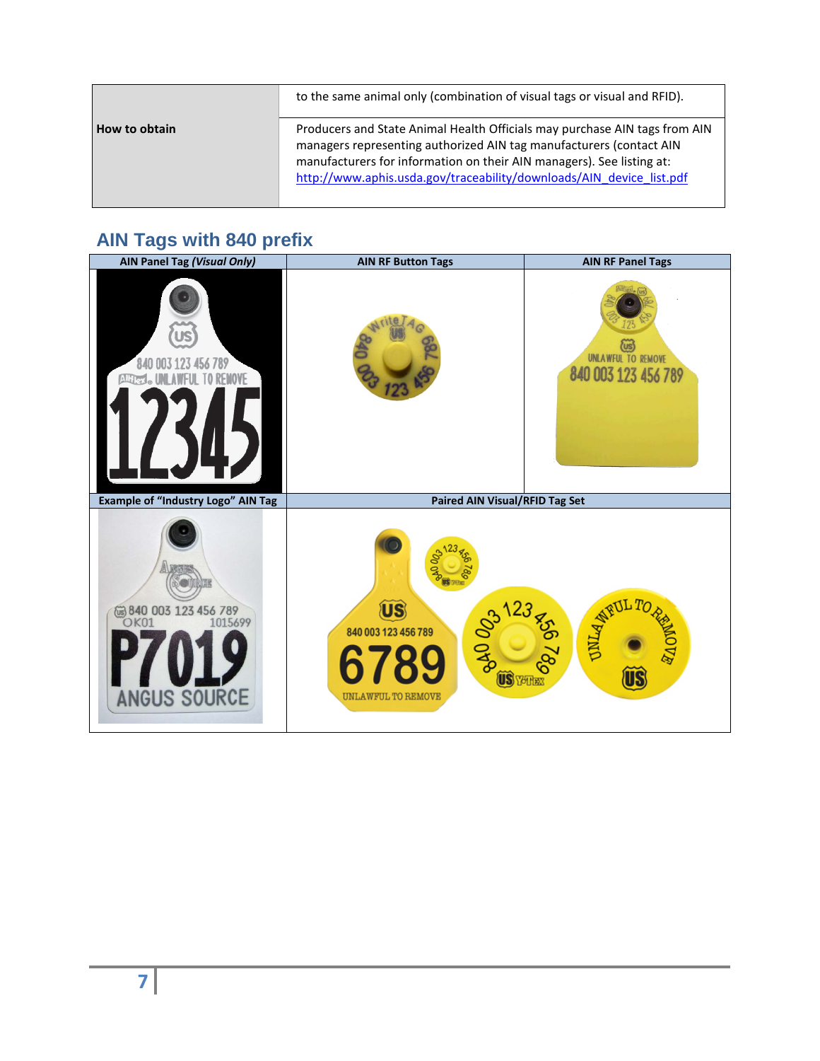| | |
|---|---|
| | to the same animal only (combination of visual tags or visual and RFID). |
| **How to obtain** | Producers and State Animal Health Officials may purchase AIN tags from AIN managers representing authorized AIN tag manufacturers (contact AIN manufacturers for information on their AIN managers). See listing at: [http://www.aphis.usda.gov/traceability/downloads/AIN_device_list.pdf](http://www.aphis.usda.gov/traceability/downloads/AIN_device_list.pdf) |

## AIN Tags with 840 prefix

| AIN Panel Tag *(Visual Only)* | AIN RF Button Tags | AIN RF Panel Tags |
|---|---|---|
| | | |
| **Example of "Industry Logo" AIN Tag** | **Paired AIN Visual/RFID Tag Set** | |
| | | |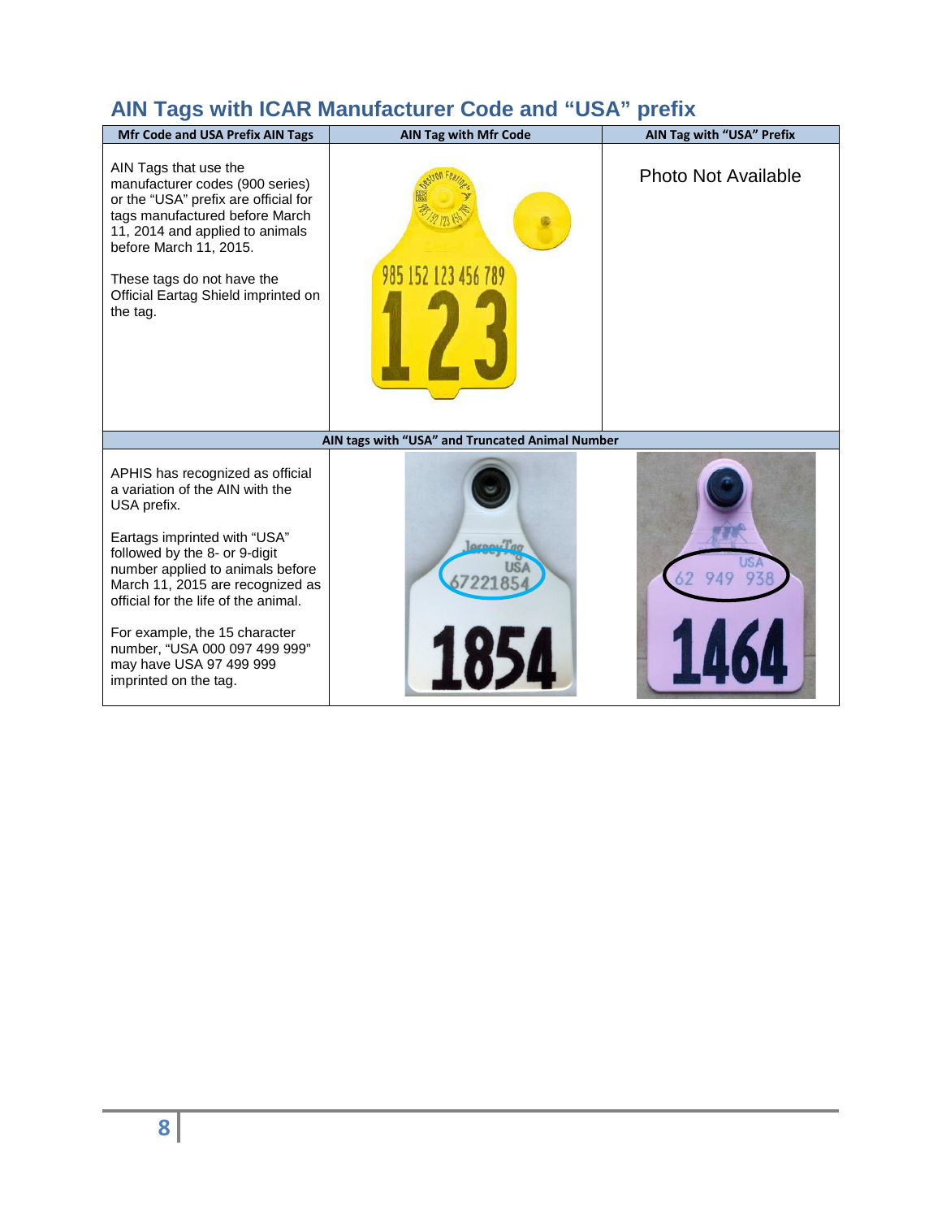## AIN Tags with ICAR Manufacturer Code and "USA" prefix

| Mfr Code and USA Prefix AIN Tags | AIN Tag with Mfr Code | AIN Tag with "USA" Prefix |
|---|---|---|
| AIN Tags that use the manufacturer codes (900 series) or the "USA" prefix are official for tags manufactured before March 11, 2014 and applied to animals before March 11, 2015.<br><br>These tags do not have the Official Eartag Shield imprinted on the tag. | | Photo Not Available |
| **AIN tags with "USA" and Truncated Animal Number** | | |
| APHIS has recognized as official a variation of the AIN with the USA prefix.<br><br>Eartags imprinted with "USA" followed by the 8- or 9-digit number applied to animals before March 11, 2015 are recognized as official for the life of the animal.<br><br>For example, the 15 character number, "USA 000 097 499 999" may have USA 97 499 999 imprinted on the tag. | | |